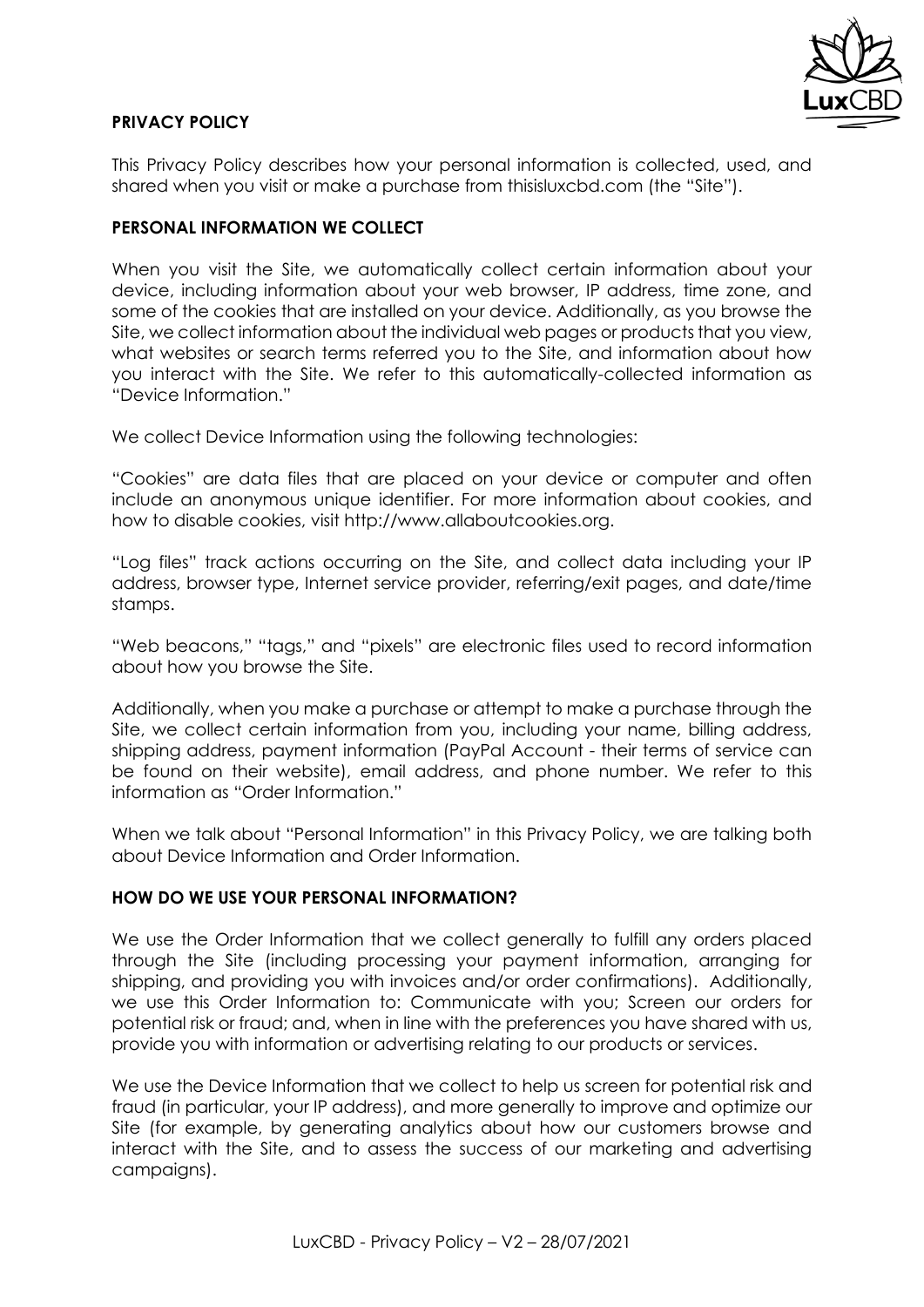## PRIVACY POLICY

This Privacy Policy describes how your personal information is collected, used, and shared when you visit or make a purchase from thisisluxcbd.com (the "Site").

### PERSONAL INFORMATION WE COLLECT

When you visit the Site, we automatically collect certain information about your device, including information about your web browser, IP address, time zone, and some of the cookies that are installed on your device. Additionally, as you browse the Site, we collect information about the individual web pages or products that you view, what websites or search terms referred you to the Site, and information about how you interact with the Site. We refer to this automatically-collected information as "Device Information."

We collect Device Information using the following technologies:

"Cookies" are data files that are placed on your device or computer and often include an anonymous unique identifier. For more information about cookies, and how to disable cookies, visit http://www.allaboutcookies.org.

"Log files" track actions occurring on the Site, and collect data including your IP address, browser type, Internet service provider, referring/exit pages, and date/time stamps.

"Web beacons," "tags," and "pixels" are electronic files used to record information about how you browse the Site.

Additionally, when you make a purchase or attempt to make a purchase through the Site, we collect certain information from you, including your name, billing address, shipping address, payment information (PayPal Account - their terms of service can be found on their website), email address, and phone number. We refer to this information as "Order Information."

When we talk about "Personal Information" in this Privacy Policy, we are talking both about Device Information and Order Information.

### HOW DO WE USE YOUR PERSONAL INFORMATION?

We use the Order Information that we collect generally to fulfill any orders placed through the Site (including processing your payment information, arranging for shipping, and providing you with invoices and/or order confirmations). Additionally, we use this Order Information to: Communicate with you; Screen our orders for potential risk or fraud; and, when in line with the preferences you have shared with us, provide you with information or advertising relating to our products or services.

We use the Device Information that we collect to help us screen for potential risk and fraud (in particular, your IP address), and more generally to improve and optimize our Site (for example, by generating analytics about how our customers browse and interact with the Site, and to assess the success of our marketing and advertising campaigns).

LuxCBD - Privacy Policy – V2 – 28/07/2021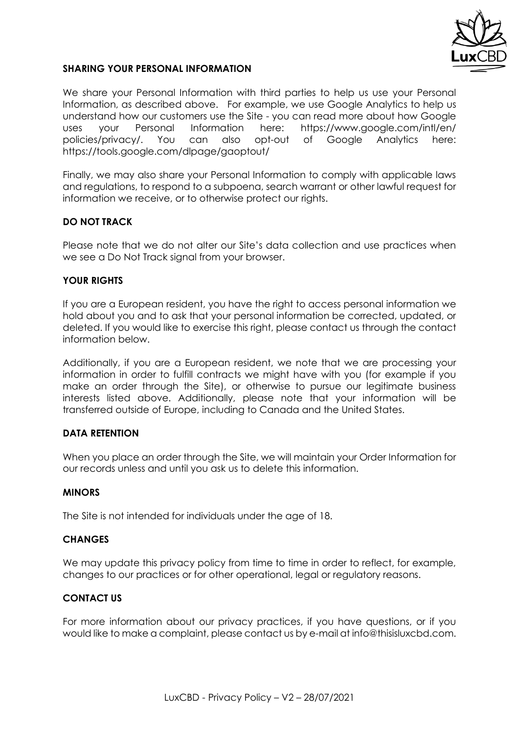## SHARING YOUR PERSONAL INFORMATION

We share your Personal Information with third parties to help us use your Personal Information, as described above. For example, we use Google Analytics to help us understand how our customers use the Site - you can read more about how Google uses your Personal Information here: https://www.google.com/intl/en/policies/privacy/. You can also opt-out of Google Analytics here: https://tools.google.com/dlpage/gaoptout/

Finally, we may also share your Personal Information to comply with applicable laws and regulations, to respond to a subpoena, search warrant or other lawful request for information we receive, or to otherwise protect our rights.

## DO NOT TRACK

Please note that we do not alter our Site's data collection and use practices when we see a Do Not Track signal from your browser.

## YOUR RIGHTS

If you are a European resident, you have the right to access personal information we hold about you and to ask that your personal information be corrected, updated, or deleted. If you would like to exercise this right, please contact us through the contact information below.

Additionally, if you are a European resident, we note that we are processing your information in order to fulfill contracts we might have with you (for example if you make an order through the Site), or otherwise to pursue our legitimate business interests listed above. Additionally, please note that your information will be transferred outside of Europe, including to Canada and the United States.

## DATA RETENTION

When you place an order through the Site, we will maintain your Order Information for our records unless and until you ask us to delete this information.

## MINORS

The Site is not intended for individuals under the age of 18.

## CHANGES

We may update this privacy policy from time to time in order to reflect, for example, changes to our practices or for other operational, legal or regulatory reasons.

## CONTACT US

For more information about our privacy practices, if you have questions, or if you would like to make a complaint, please contact us by e-mail at info@thisisluxcbd.com.